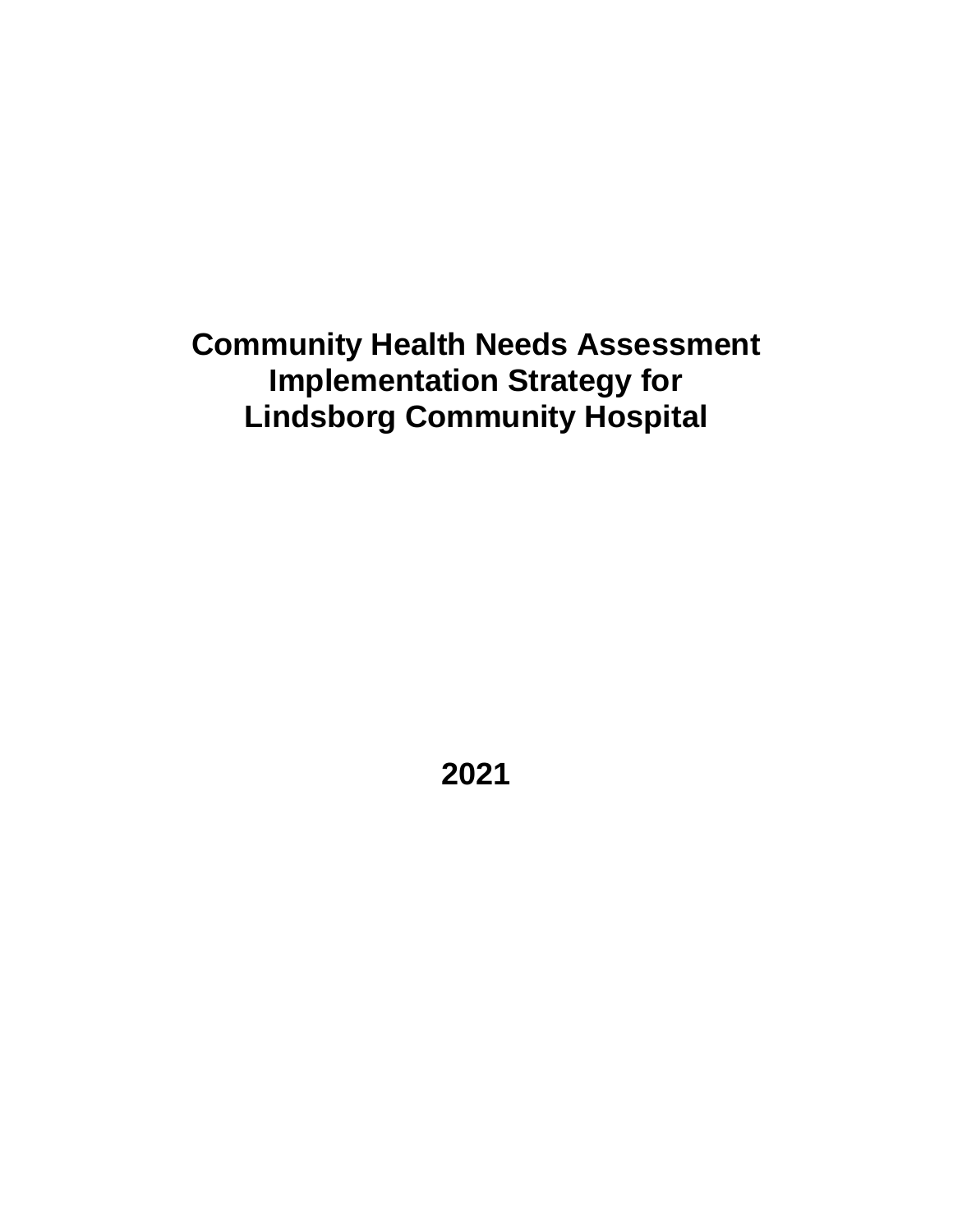# Community Health Needs Assessment Implementation Strategy for Lindsborg Community Hospital

**2021**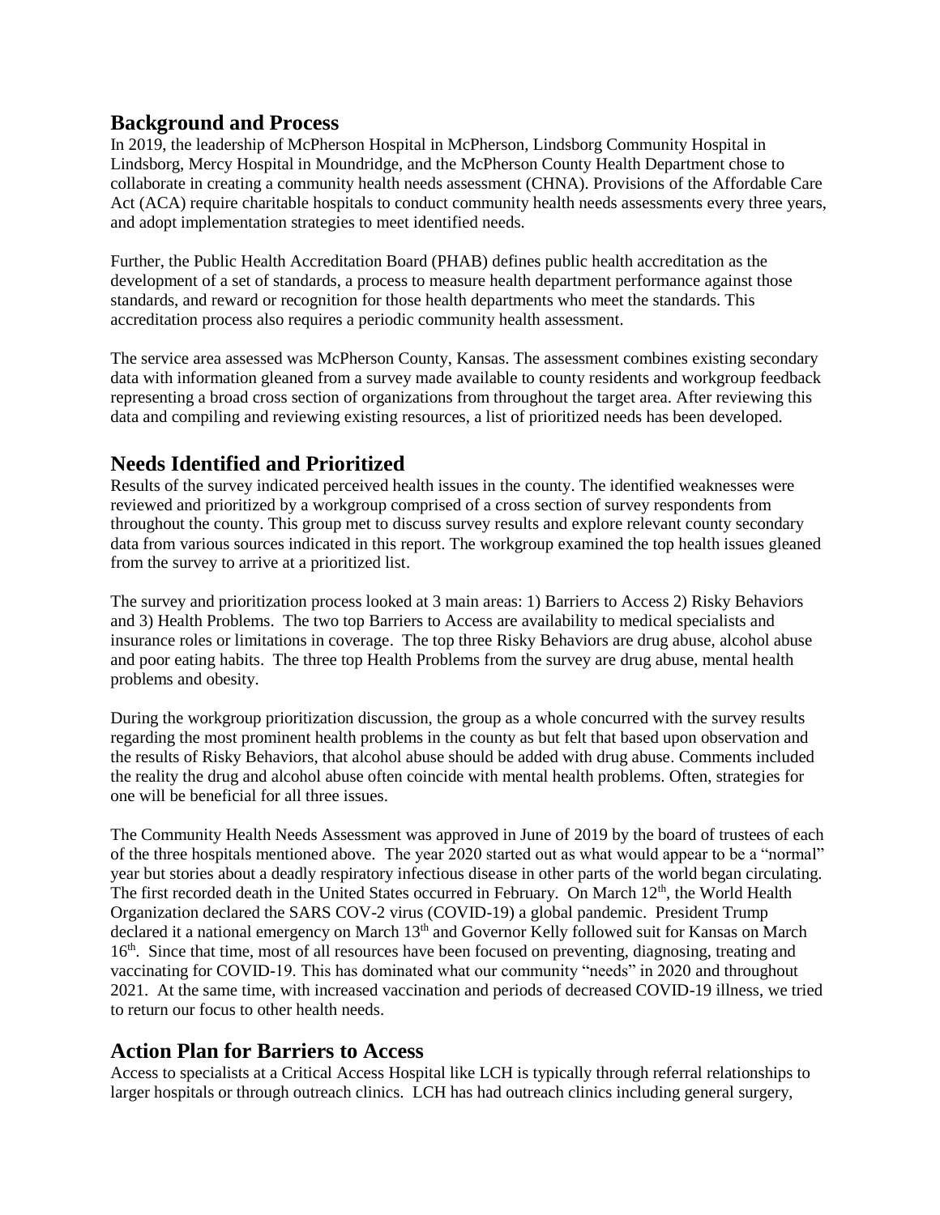## Background and Process

In 2019, the leadership of McPherson Hospital in McPherson, Lindsborg Community Hospital in Lindsborg, Mercy Hospital in Moundridge, and the McPherson County Health Department chose to collaborate in creating a community health needs assessment (CHNA). Provisions of the Affordable Care Act (ACA) require charitable hospitals to conduct community health needs assessments every three years, and adopt implementation strategies to meet identified needs.

Further, the Public Health Accreditation Board (PHAB) defines public health accreditation as the development of a set of standards, a process to measure health department performance against those standards, and reward or recognition for those health departments who meet the standards. This accreditation process also requires a periodic community health assessment.

The service area assessed was McPherson County, Kansas. The assessment combines existing secondary data with information gleaned from a survey made available to county residents and workgroup feedback representing a broad cross section of organizations from throughout the target area. After reviewing this data and compiling and reviewing existing resources, a list of prioritized needs has been developed.

## Needs Identified and Prioritized

Results of the survey indicated perceived health issues in the county. The identified weaknesses were reviewed and prioritized by a workgroup comprised of a cross section of survey respondents from throughout the county. This group met to discuss survey results and explore relevant county secondary data from various sources indicated in this report. The workgroup examined the top health issues gleaned from the survey to arrive at a prioritized list.

The survey and prioritization process looked at 3 main areas: 1) Barriers to Access 2) Risky Behaviors and 3) Health Problems. The two top Barriers to Access are availability to medical specialists and insurance roles or limitations in coverage. The top three Risky Behaviors are drug abuse, alcohol abuse and poor eating habits. The three top Health Problems from the survey are drug abuse, mental health problems and obesity.

During the workgroup prioritization discussion, the group as a whole concurred with the survey results regarding the most prominent health problems in the county as but felt that based upon observation and the results of Risky Behaviors, that alcohol abuse should be added with drug abuse. Comments included the reality the drug and alcohol abuse often coincide with mental health problems. Often, strategies for one will be beneficial for all three issues.

The Community Health Needs Assessment was approved in June of 2019 by the board of trustees of each of the three hospitals mentioned above. The year 2020 started out as what would appear to be a "normal" year but stories about a deadly respiratory infectious disease in other parts of the world began circulating. The first recorded death in the United States occurred in February. On March 12th, the World Health Organization declared the SARS COV-2 virus (COVID-19) a global pandemic. President Trump declared it a national emergency on March 13th and Governor Kelly followed suit for Kansas on March 16th. Since that time, most of all resources have been focused on preventing, diagnosing, treating and vaccinating for COVID-19. This has dominated what our community "needs" in 2020 and throughout 2021. At the same time, with increased vaccination and periods of decreased COVID-19 illness, we tried to return our focus to other health needs.

## Action Plan for Barriers to Access

Access to specialists at a Critical Access Hospital like LCH is typically through referral relationships to larger hospitals or through outreach clinics. LCH has had outreach clinics including general surgery,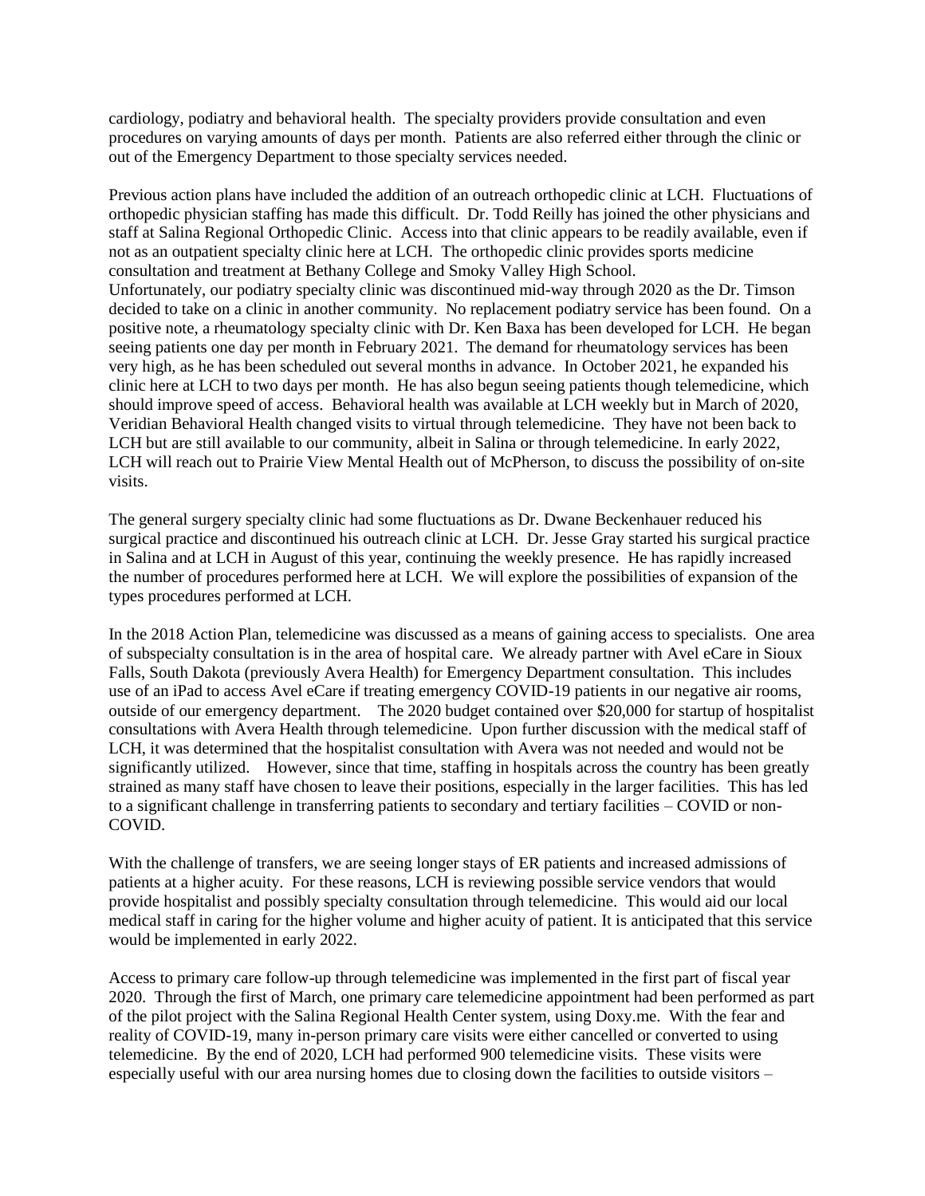cardiology, podiatry and behavioral health. The specialty providers provide consultation and even procedures on varying amounts of days per month. Patients are also referred either through the clinic or out of the Emergency Department to those specialty services needed.

Previous action plans have included the addition of an outreach orthopedic clinic at LCH. Fluctuations of orthopedic physician staffing has made this difficult. Dr. Todd Reilly has joined the other physicians and staff at Salina Regional Orthopedic Clinic. Access into that clinic appears to be readily available, even if not as an outpatient specialty clinic here at LCH. The orthopedic clinic provides sports medicine consultation and treatment at Bethany College and Smoky Valley High School.
Unfortunately, our podiatry specialty clinic was discontinued mid-way through 2020 as the Dr. Timson decided to take on a clinic in another community. No replacement podiatry service has been found. On a positive note, a rheumatology specialty clinic with Dr. Ken Baxa has been developed for LCH. He began seeing patients one day per month in February 2021. The demand for rheumatology services has been very high, as he has been scheduled out several months in advance. In October 2021, he expanded his clinic here at LCH to two days per month. He has also begun seeing patients though telemedicine, which should improve speed of access. Behavioral health was available at LCH weekly but in March of 2020, Veridian Behavioral Health changed visits to virtual through telemedicine. They have not been back to LCH but are still available to our community, albeit in Salina or through telemedicine. In early 2022, LCH will reach out to Prairie View Mental Health out of McPherson, to discuss the possibility of on-site visits.

The general surgery specialty clinic had some fluctuations as Dr. Dwane Beckenhauer reduced his surgical practice and discontinued his outreach clinic at LCH. Dr. Jesse Gray started his surgical practice in Salina and at LCH in August of this year, continuing the weekly presence. He has rapidly increased the number of procedures performed here at LCH. We will explore the possibilities of expansion of the types procedures performed at LCH.

In the 2018 Action Plan, telemedicine was discussed as a means of gaining access to specialists. One area of subspecialty consultation is in the area of hospital care. We already partner with Avel eCare in Sioux Falls, South Dakota (previously Avera Health) for Emergency Department consultation. This includes use of an iPad to access Avel eCare if treating emergency COVID-19 patients in our negative air rooms, outside of our emergency department. The 2020 budget contained over $20,000 for startup of hospitalist consultations with Avera Health through telemedicine. Upon further discussion with the medical staff of LCH, it was determined that the hospitalist consultation with Avera was not needed and would not be significantly utilized. However, since that time, staffing in hospitals across the country has been greatly strained as many staff have chosen to leave their positions, especially in the larger facilities. This has led to a significant challenge in transferring patients to secondary and tertiary facilities – COVID or non-COVID.

With the challenge of transfers, we are seeing longer stays of ER patients and increased admissions of patients at a higher acuity. For these reasons, LCH is reviewing possible service vendors that would provide hospitalist and possibly specialty consultation through telemedicine. This would aid our local medical staff in caring for the higher volume and higher acuity of patient. It is anticipated that this service would be implemented in early 2022.

Access to primary care follow-up through telemedicine was implemented in the first part of fiscal year 2020. Through the first of March, one primary care telemedicine appointment had been performed as part of the pilot project with the Salina Regional Health Center system, using Doxy.me. With the fear and reality of COVID-19, many in-person primary care visits were either cancelled or converted to using telemedicine. By the end of 2020, LCH had performed 900 telemedicine visits. These visits were especially useful with our area nursing homes due to closing down the facilities to outside visitors –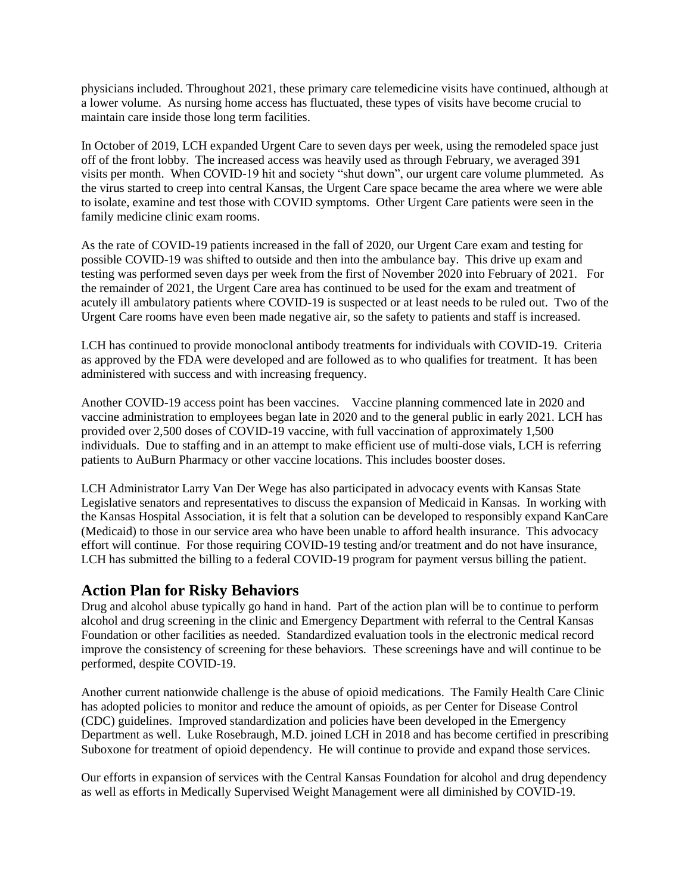physicians included. Throughout 2021, these primary care telemedicine visits have continued, although at a lower volume. As nursing home access has fluctuated, these types of visits have become crucial to maintain care inside those long term facilities.

In October of 2019, LCH expanded Urgent Care to seven days per week, using the remodeled space just off of the front lobby. The increased access was heavily used as through February, we averaged 391 visits per month. When COVID-19 hit and society "shut down", our urgent care volume plummeted. As the virus started to creep into central Kansas, the Urgent Care space became the area where we were able to isolate, examine and test those with COVID symptoms. Other Urgent Care patients were seen in the family medicine clinic exam rooms.

As the rate of COVID-19 patients increased in the fall of 2020, our Urgent Care exam and testing for possible COVID-19 was shifted to outside and then into the ambulance bay. This drive up exam and testing was performed seven days per week from the first of November 2020 into February of 2021. For the remainder of 2021, the Urgent Care area has continued to be used for the exam and treatment of acutely ill ambulatory patients where COVID-19 is suspected or at least needs to be ruled out. Two of the Urgent Care rooms have even been made negative air, so the safety to patients and staff is increased.

LCH has continued to provide monoclonal antibody treatments for individuals with COVID-19. Criteria as approved by the FDA were developed and are followed as to who qualifies for treatment. It has been administered with success and with increasing frequency.

Another COVID-19 access point has been vaccines. Vaccine planning commenced late in 2020 and vaccine administration to employees began late in 2020 and to the general public in early 2021. LCH has provided over 2,500 doses of COVID-19 vaccine, with full vaccination of approximately 1,500 individuals. Due to staffing and in an attempt to make efficient use of multi-dose vials, LCH is referring patients to AuBurn Pharmacy or other vaccine locations. This includes booster doses.

LCH Administrator Larry Van Der Wege has also participated in advocacy events with Kansas State Legislative senators and representatives to discuss the expansion of Medicaid in Kansas. In working with the Kansas Hospital Association, it is felt that a solution can be developed to responsibly expand KanCare (Medicaid) to those in our service area who have been unable to afford health insurance. This advocacy effort will continue. For those requiring COVID-19 testing and/or treatment and do not have insurance, LCH has submitted the billing to a federal COVID-19 program for payment versus billing the patient.

## Action Plan for Risky Behaviors

Drug and alcohol abuse typically go hand in hand. Part of the action plan will be to continue to perform alcohol and drug screening in the clinic and Emergency Department with referral to the Central Kansas Foundation or other facilities as needed. Standardized evaluation tools in the electronic medical record improve the consistency of screening for these behaviors. These screenings have and will continue to be performed, despite COVID-19.

Another current nationwide challenge is the abuse of opioid medications. The Family Health Care Clinic has adopted policies to monitor and reduce the amount of opioids, as per Center for Disease Control (CDC) guidelines. Improved standardization and policies have been developed in the Emergency Department as well. Luke Rosebraugh, M.D. joined LCH in 2018 and has become certified in prescribing Suboxone for treatment of opioid dependency. He will continue to provide and expand those services.

Our efforts in expansion of services with the Central Kansas Foundation for alcohol and drug dependency as well as efforts in Medically Supervised Weight Management were all diminished by COVID-19.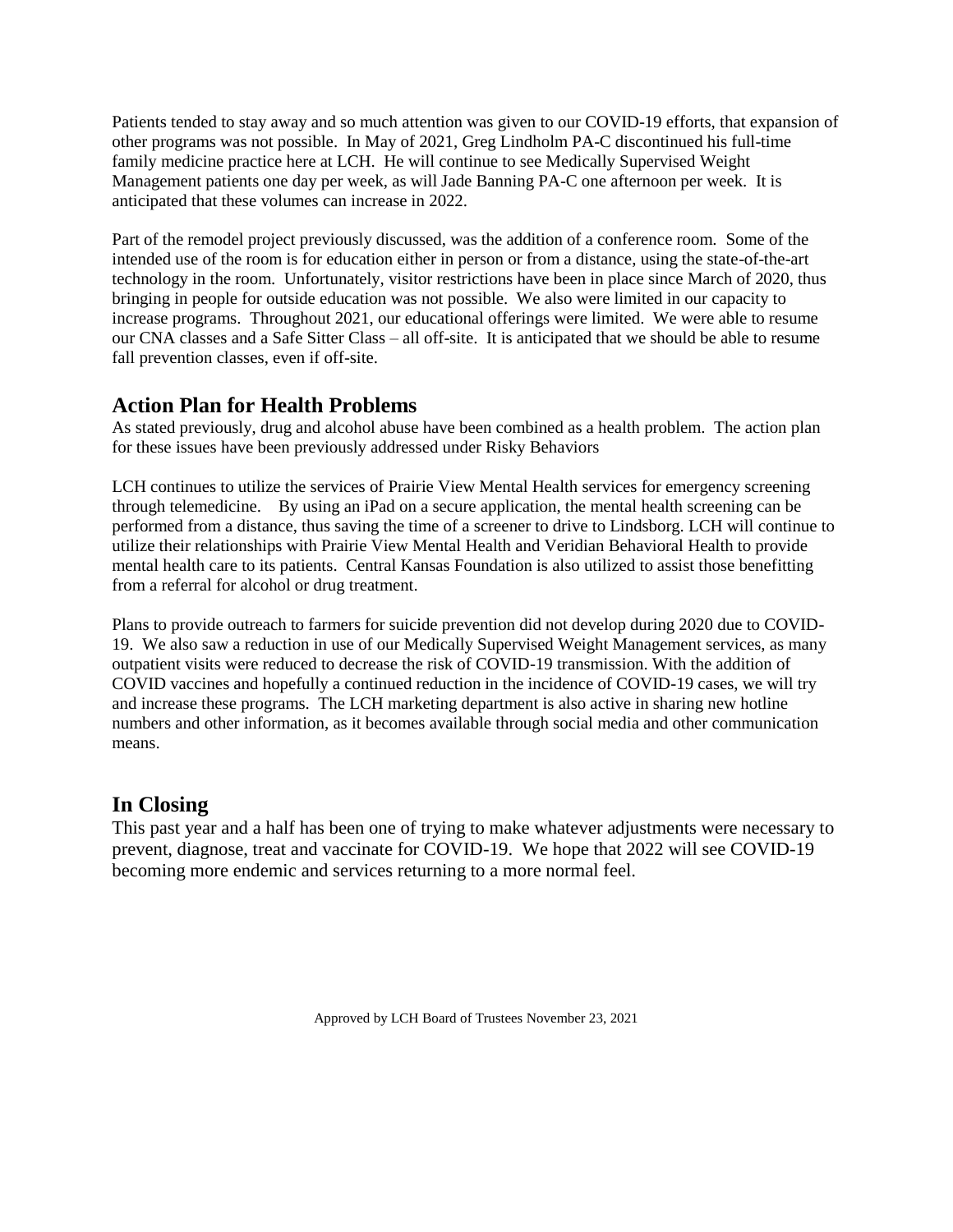Patients tended to stay away and so much attention was given to our COVID-19 efforts, that expansion of other programs was not possible. In May of 2021, Greg Lindholm PA-C discontinued his full-time family medicine practice here at LCH. He will continue to see Medically Supervised Weight Management patients one day per week, as will Jade Banning PA-C one afternoon per week. It is anticipated that these volumes can increase in 2022.

Part of the remodel project previously discussed, was the addition of a conference room. Some of the intended use of the room is for education either in person or from a distance, using the state-of-the-art technology in the room. Unfortunately, visitor restrictions have been in place since March of 2020, thus bringing in people for outside education was not possible. We also were limited in our capacity to increase programs. Throughout 2021, our educational offerings were limited. We were able to resume our CNA classes and a Safe Sitter Class – all off-site. It is anticipated that we should be able to resume fall prevention classes, even if off-site.

## Action Plan for Health Problems

As stated previously, drug and alcohol abuse have been combined as a health problem. The action plan for these issues have been previously addressed under Risky Behaviors

LCH continues to utilize the services of Prairie View Mental Health services for emergency screening through telemedicine. By using an iPad on a secure application, the mental health screening can be performed from a distance, thus saving the time of a screener to drive to Lindsborg. LCH will continue to utilize their relationships with Prairie View Mental Health and Veridian Behavioral Health to provide mental health care to its patients. Central Kansas Foundation is also utilized to assist those benefitting from a referral for alcohol or drug treatment.

Plans to provide outreach to farmers for suicide prevention did not develop during 2020 due to COVID-19. We also saw a reduction in use of our Medically Supervised Weight Management services, as many outpatient visits were reduced to decrease the risk of COVID-19 transmission. With the addition of COVID vaccines and hopefully a continued reduction in the incidence of COVID-19 cases, we will try and increase these programs. The LCH marketing department is also active in sharing new hotline numbers and other information, as it becomes available through social media and other communication means.

## In Closing

This past year and a half has been one of trying to make whatever adjustments were necessary to prevent, diagnose, treat and vaccinate for COVID-19. We hope that 2022 will see COVID-19 becoming more endemic and services returning to a more normal feel.

Approved by LCH Board of Trustees November 23, 2021